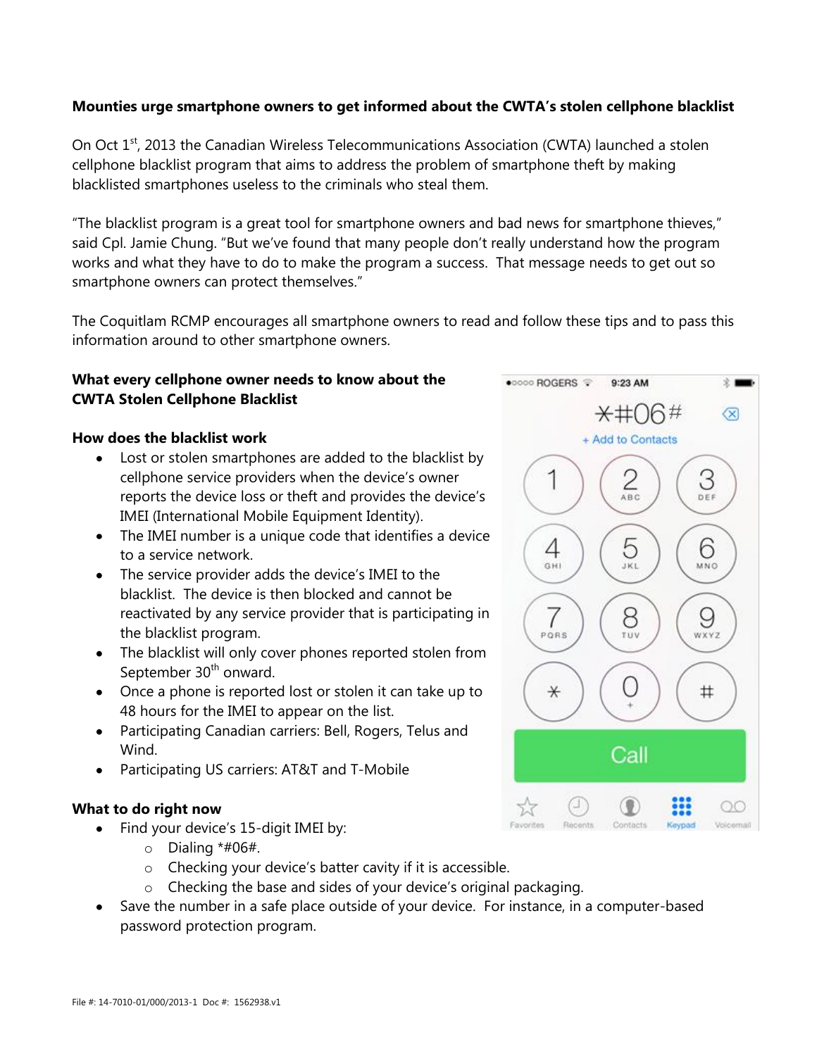**Mounties urge smartphone owners to get informed about the CWTA's stolen cellphone blacklist**

On Oct 1st, 2013 the Canadian Wireless Telecommunications Association (CWTA) launched a stolen cellphone blacklist program that aims to address the problem of smartphone theft by making blacklisted smartphones useless to the criminals who steal them.

"The blacklist program is a great tool for smartphone owners and bad news for smartphone thieves," said Cpl. Jamie Chung. "But we've found that many people don't really understand how the program works and what they have to do to make the program a success. That message needs to get out so smartphone owners can protect themselves."

The Coquitlam RCMP encourages all smartphone owners to read and follow these tips and to pass this information around to other smartphone owners.

**What every cellphone owner needs to know about the CWTA Stolen Cellphone Blacklist**

**How does the blacklist work**

- Lost or stolen smartphones are added to the blacklist by cellphone service providers when the device's owner reports the device loss or theft and provides the device's IMEI (International Mobile Equipment Identity).
- The IMEI number is a unique code that identifies a device to a service network.
- The service provider adds the device's IMEI to the blacklist. The device is then blocked and cannot be reactivated by any service provider that is participating in the blacklist program.
- The blacklist will only cover phones reported stolen from September 30th onward.
- Once a phone is reported lost or stolen it can take up to 48 hours for the IMEI to appear on the list.
- Participating Canadian carriers: Bell, Rogers, Telus and Wind.
- Participating US carriers: AT&T and T-Mobile

**What to do right now**

- Find your device's 15-digit IMEI by:
  - Dialing *#06#.
  - Checking your device's batter cavity if it is accessible.
  - Checking the base and sides of your device's original packaging.
- Save the number in a safe place outside of your device. For instance, in a computer-based password protection program.

File #: 14-7010-01/000/2013-1 Doc #: 1562938.v1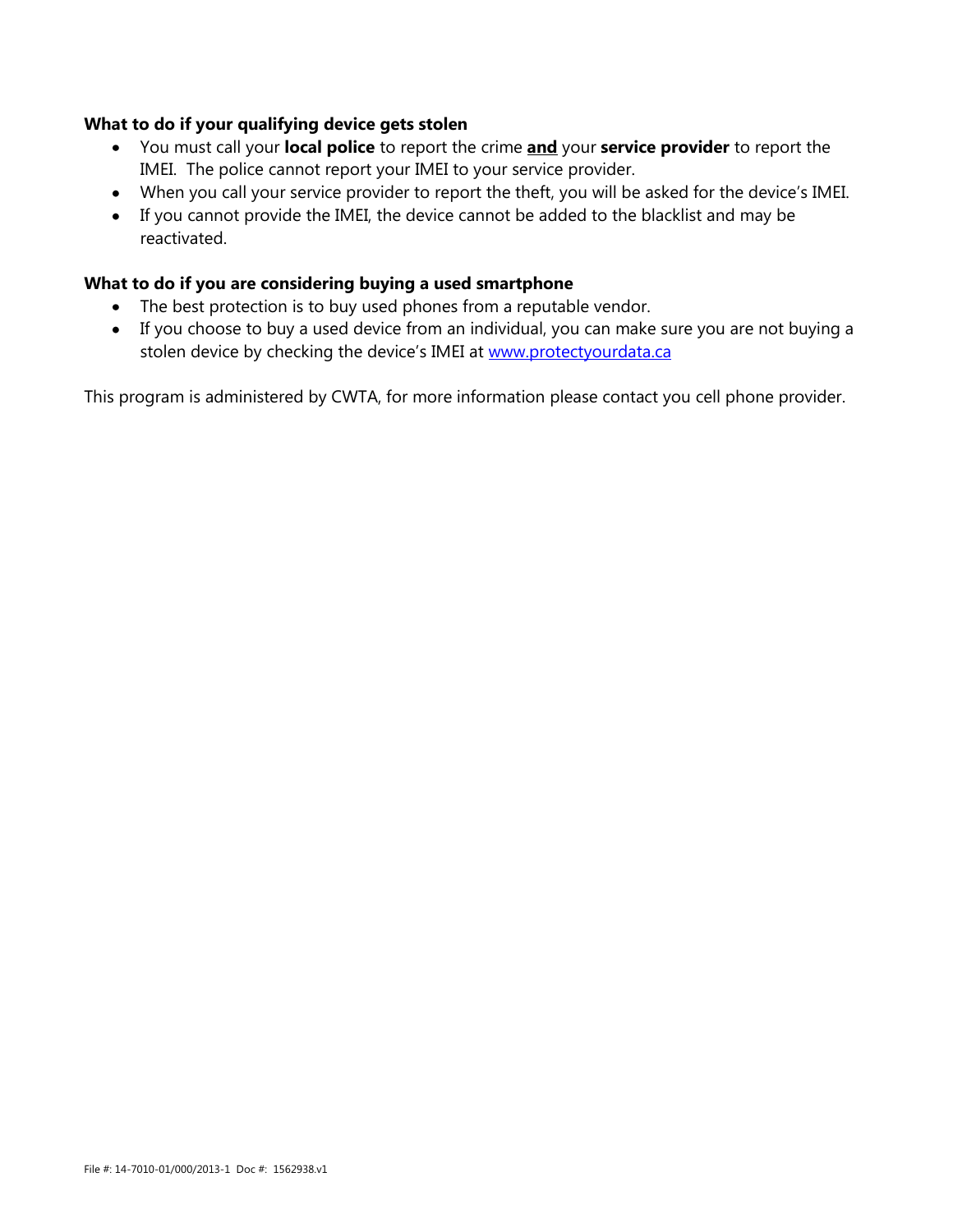**What to do if your qualifying device gets stolen**

- You must call your **local police** to report the crime **and** your **service provider** to report the IMEI. The police cannot report your IMEI to your service provider.
- When you call your service provider to report the theft, you will be asked for the device's IMEI.
- If you cannot provide the IMEI, the device cannot be added to the blacklist and may be reactivated.

**What to do if you are considering buying a used smartphone**

- The best protection is to buy used phones from a reputable vendor.
- If you choose to buy a used device from an individual, you can make sure you are not buying a stolen device by checking the device's IMEI at [www.protectyourdata.ca](http://www.protectyourdata.ca)

This program is administered by CWTA, for more information please contact you cell phone provider.

File #: 14-7010-01/000/2013-1 Doc #: 1562938.v1